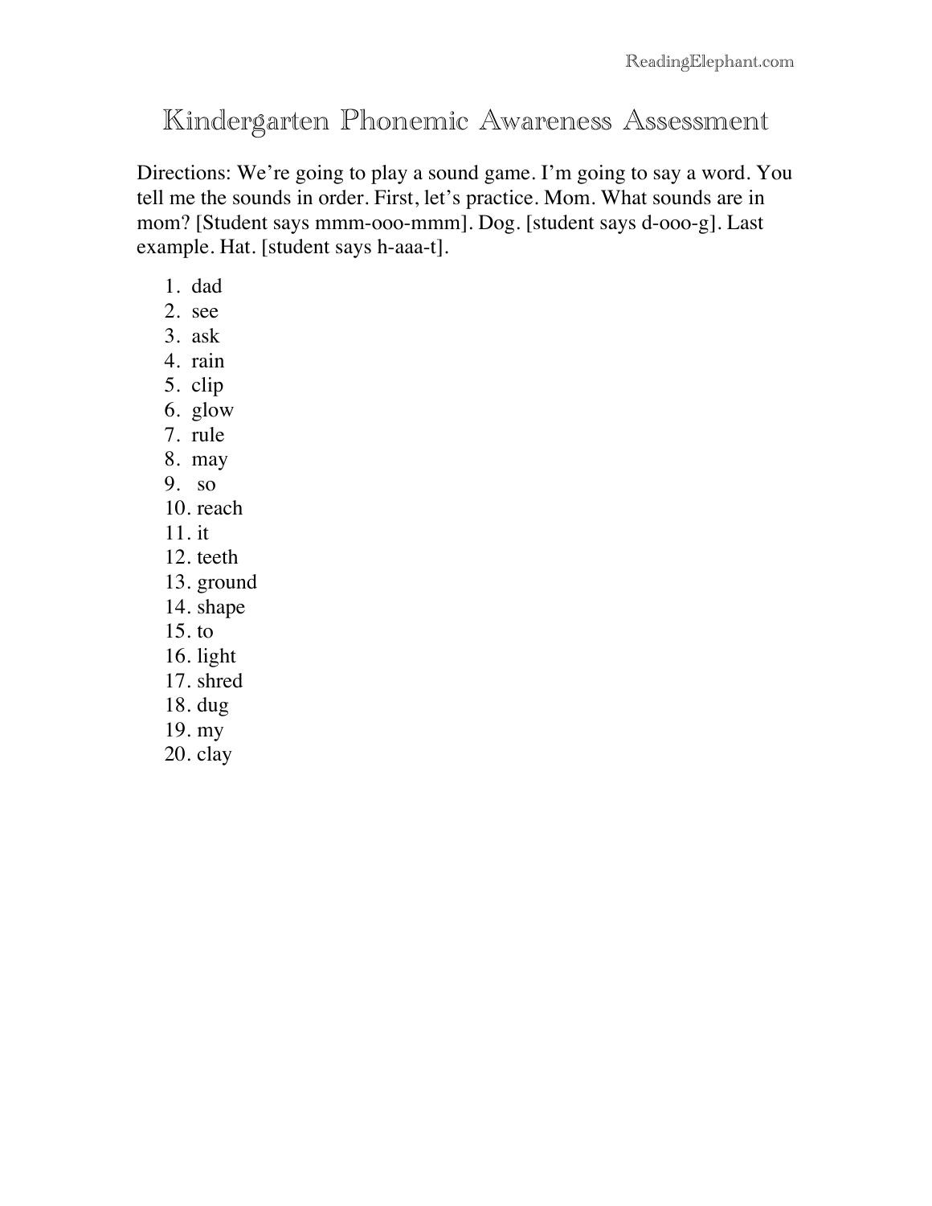# Kindergarten Phonemic Awareness Assessment

Directions: We're going to play a sound game. I'm going to say a word. You tell me the sounds in order. First, let's practice. Mom. What sounds are in mom? [Student says mmm-ooo-mmm]. Dog. [student says d-ooo-g]. Last example. Hat. [student says h-aaa-t].

1. dad
2. see
3. ask
4. rain
5. clip
6. glow
7. rule
8. may
9. so
10. reach
11. it
12. teeth
13. ground
14. shape
15. to
16. light
17. shred
18. dug
19. my
20. clay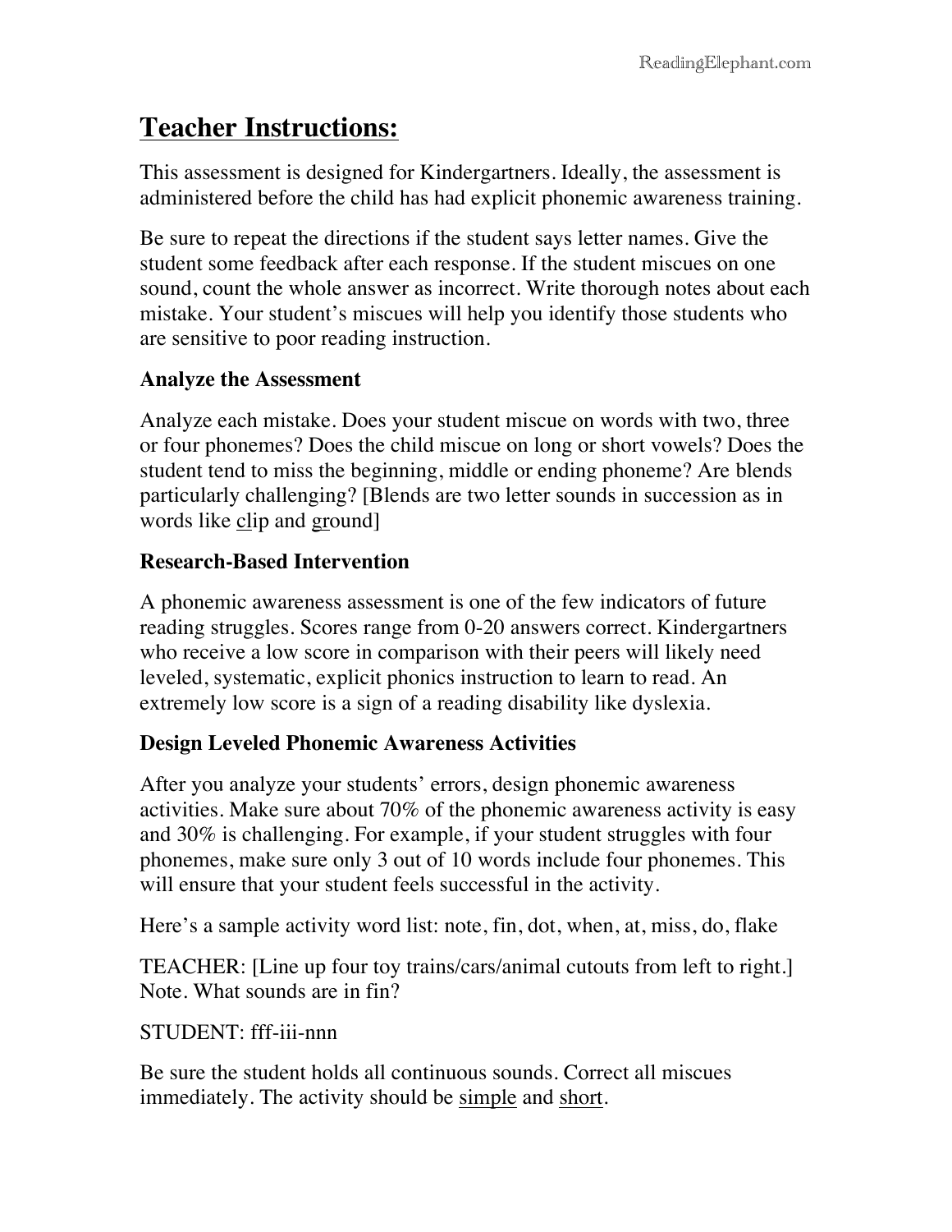# Teacher Instructions:

This assessment is designed for Kindergartners. Ideally, the assessment is administered before the child has had explicit phonemic awareness training.

Be sure to repeat the directions if the student says letter names. Give the student some feedback after each response. If the student miscues on one sound, count the whole answer as incorrect. Write thorough notes about each mistake. Your student's miscues will help you identify those students who are sensitive to poor reading instruction.

**Analyze the Assessment**

Analyze each mistake. Does your student miscue on words with two, three or four phonemes? Does the child miscue on long or short vowels? Does the student tend to miss the beginning, middle or ending phoneme? Are blends particularly challenging? [Blends are two letter sounds in succession as in words like <u>cl</u>ip and <u>gr</u>ound]

**Research-Based Intervention**

A phonemic awareness assessment is one of the few indicators of future reading struggles. Scores range from 0-20 answers correct. Kindergartners who receive a low score in comparison with their peers will likely need leveled, systematic, explicit phonics instruction to learn to read. An extremely low score is a sign of a reading disability like dyslexia.

**Design Leveled Phonemic Awareness Activities**

After you analyze your students' errors, design phonemic awareness activities. Make sure about 70% of the phonemic awareness activity is easy and 30% is challenging. For example, if your student struggles with four phonemes, make sure only 3 out of 10 words include four phonemes. This will ensure that your student feels successful in the activity.

Here's a sample activity word list: note, fin, dot, when, at, miss, do, flake

TEACHER: [Line up four toy trains/cars/animal cutouts from left to right.] Note. What sounds are in fin?

STUDENT: fff-iii-nnn

Be sure the student holds all continuous sounds. Correct all miscues immediately. The activity should be <u>simple</u> and <u>short</u>.